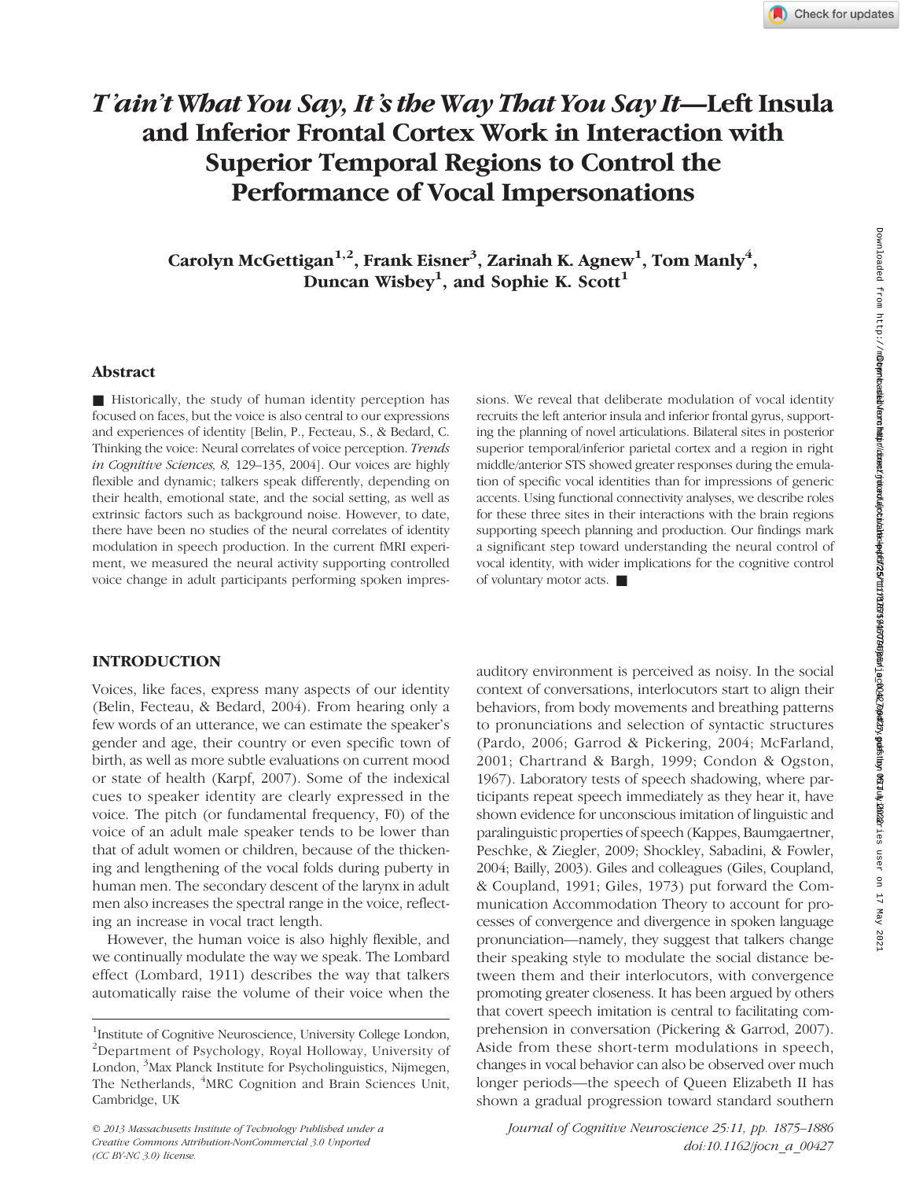# *T'ain't What You Say, It's the Way That You Say It*—Left Insula and Inferior Frontal Cortex Work in Interaction with Superior Temporal Regions to Control the Performance of Vocal Impersonations

**Carolyn McGettigan[1,2], Frank Eisner[3], Zarinah K. Agnew[1], Tom Manly[4], Duncan Wisbey[1], and Sophie K. Scott[1]**

## Abstract

■ Historically, the study of human identity perception has focused on faces, but the voice is also central to our expressions and experiences of identity [Belin, P., Fecteau, S., & Bedard, C. Thinking the voice: Neural correlates of voice perception. *Trends in Cognitive Sciences, 8,* 129–135, 2004]. Our voices are highly flexible and dynamic; talkers speak differently, depending on their health, emotional state, and the social setting, as well as extrinsic factors such as background noise. However, to date, there have been no studies of the neural correlates of identity modulation in speech production. In the current fMRI experiment, we measured the neural activity supporting controlled voice change in adult participants performing spoken impressions. We reveal that deliberate modulation of vocal identity recruits the left anterior insula and inferior frontal gyrus, supporting the planning of novel articulations. Bilateral sites in posterior superior temporal/inferior parietal cortex and a region in right middle/anterior STS showed greater responses during the emulation of specific vocal identities than for impressions of generic accents. Using functional connectivity analyses, we describe roles for these three sites in their interactions with the brain regions supporting speech planning and production. Our findings mark a significant step toward understanding the neural control of vocal identity, with wider implications for the cognitive control of voluntary motor acts. ■

## INTRODUCTION

Voices, like faces, express many aspects of our identity (Belin, Fecteau, & Bedard, 2004). From hearing only a few words of an utterance, we can estimate the speaker's gender and age, their country or even specific town of birth, as well as more subtle evaluations on current mood or state of health (Karpf, 2007). Some of the indexical cues to speaker identity are clearly expressed in the voice. The pitch (or fundamental frequency, F0) of the voice of an adult male speaker tends to be lower than that of adult women or children, because of the thickening and lengthening of the vocal folds during puberty in human men. The secondary descent of the larynx in adult men also increases the spectral range in the voice, reflecting an increase in vocal tract length.

However, the human voice is also highly flexible, and we continually modulate the way we speak. The Lombard effect (Lombard, 1911) describes the way that talkers automatically raise the volume of their voice when the auditory environment is perceived as noisy. In the social context of conversations, interlocutors start to align their behaviors, from body movements and breathing patterns to pronunciations and selection of syntactic structures (Pardo, 2006; Garrod & Pickering, 2004; McFarland, 2001; Chartrand & Bargh, 1999; Condon & Ogston, 1967). Laboratory tests of speech shadowing, where participants repeat speech immediately as they hear it, have shown evidence for unconscious imitation of linguistic and paralinguistic properties of speech (Kappes, Baumgaertner, Peschke, & Ziegler, 2009; Shockley, Sabadini, & Fowler, 2004; Bailly, 2003). Giles and colleagues (Giles, Coupland, & Coupland, 1991; Giles, 1973) put forward the Communication Accommodation Theory to account for processes of convergence and divergence in spoken language pronunciation—namely, they suggest that talkers change their speaking style to modulate the social distance between them and their interlocutors, with convergence promoting greater closeness. It has been argued by others that covert speech imitation is central to facilitating comprehension in conversation (Pickering & Garrod, 2007). Aside from these short-term modulations in speech, changes in vocal behavior can also be observed over much longer periods—the speech of Queen Elizabeth II has shown a gradual progression toward standard southern

[1]Institute of Cognitive Neuroscience, University College London, [2]Department of Psychology, Royal Holloway, University of London, [3]Max Planck Institute for Psycholinguistics, Nijmegen, The Netherlands, [4]MRC Cognition and Brain Sciences Unit, Cambridge, UK

© 2013 Massachusetts Institute of Technology Published under a Creative Commons Attribution-NonCommercial 3.0 Unported (CC BY-NC 3.0) license.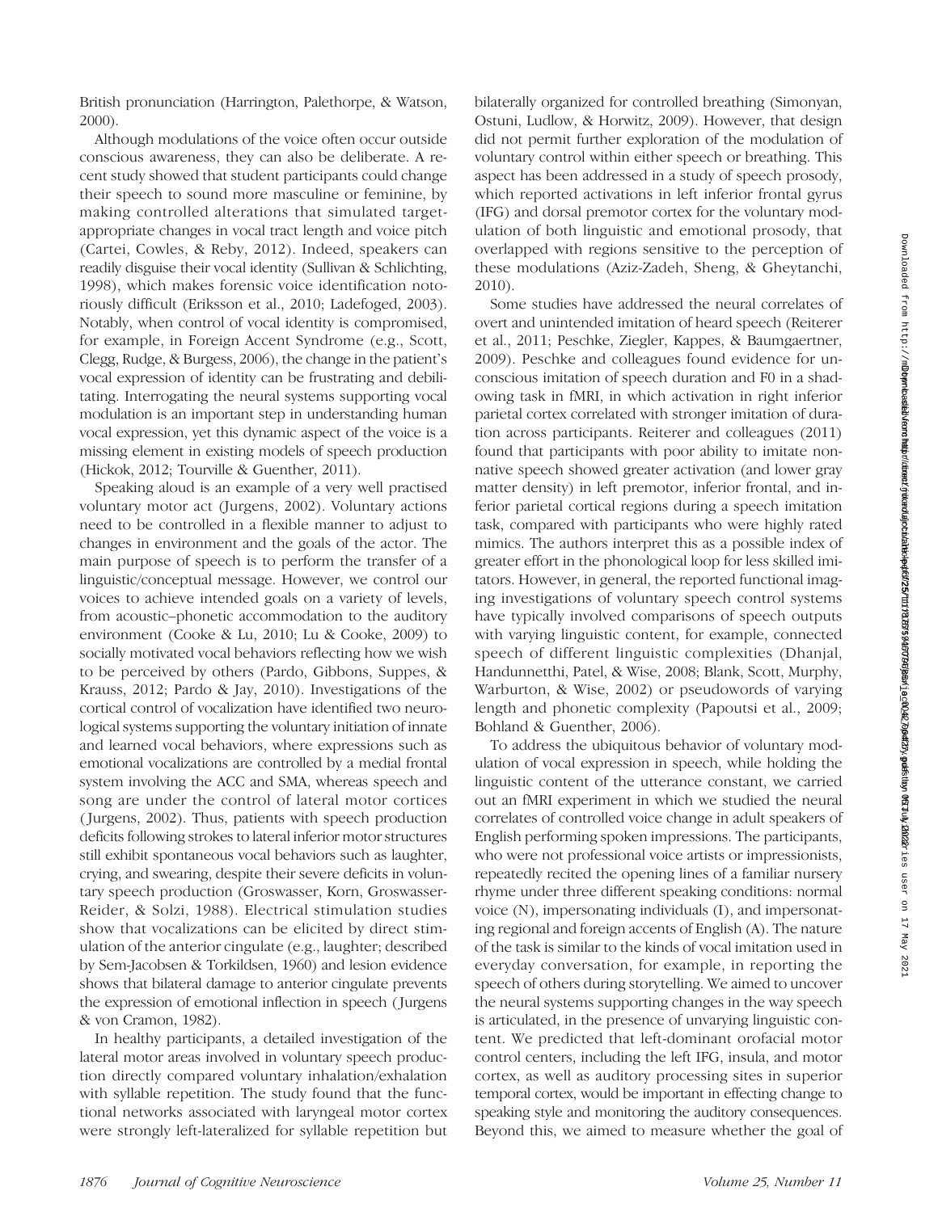British pronunciation (Harrington, Palethorpe, & Watson, 2000).

Although modulations of the voice often occur outside conscious awareness, they can also be deliberate. A recent study showed that student participants could change their speech to sound more masculine or feminine, by making controlled alterations that simulated target-appropriate changes in vocal tract length and voice pitch (Cartei, Cowles, & Reby, 2012). Indeed, speakers can readily disguise their vocal identity (Sullivan & Schlichting, 1998), which makes forensic voice identification notoriously difficult (Eriksson et al., 2010; Ladefoged, 2003). Notably, when control of vocal identity is compromised, for example, in Foreign Accent Syndrome (e.g., Scott, Clegg, Rudge, & Burgess, 2006), the change in the patient's vocal expression of identity can be frustrating and debilitating. Interrogating the neural systems supporting vocal modulation is an important step in understanding human vocal expression, yet this dynamic aspect of the voice is a missing element in existing models of speech production (Hickok, 2012; Tourville & Guenther, 2011).

Speaking aloud is an example of a very well practised voluntary motor act (Jurgens, 2002). Voluntary actions need to be controlled in a flexible manner to adjust to changes in environment and the goals of the actor. The main purpose of speech is to perform the transfer of a linguistic/conceptual message. However, we control our voices to achieve intended goals on a variety of levels, from acoustic–phonetic accommodation to the auditory environment (Cooke & Lu, 2010; Lu & Cooke, 2009) to socially motivated vocal behaviors reflecting how we wish to be perceived by others (Pardo, Gibbons, Suppes, & Krauss, 2012; Pardo & Jay, 2010). Investigations of the cortical control of vocalization have identified two neurological systems supporting the voluntary initiation of innate and learned vocal behaviors, where expressions such as emotional vocalizations are controlled by a medial frontal system involving the ACC and SMA, whereas speech and song are under the control of lateral motor cortices (Jurgens, 2002). Thus, patients with speech production deficits following strokes to lateral inferior motor structures still exhibit spontaneous vocal behaviors such as laughter, crying, and swearing, despite their severe deficits in voluntary speech production (Groswasser, Korn, Groswasser-Reider, & Solzi, 1988). Electrical stimulation studies show that vocalizations can be elicited by direct stimulation of the anterior cingulate (e.g., laughter; described by Sem-Jacobsen & Torkildsen, 1960) and lesion evidence shows that bilateral damage to anterior cingulate prevents the expression of emotional inflection in speech (Jurgens & von Cramon, 1982).

In healthy participants, a detailed investigation of the lateral motor areas involved in voluntary speech production directly compared voluntary inhalation/exhalation with syllable repetition. The study found that the functional networks associated with laryngeal motor cortex were strongly left-lateralized for syllable repetition but bilaterally organized for controlled breathing (Simonyan, Ostuni, Ludlow, & Horwitz, 2009). However, that design did not permit further exploration of the modulation of voluntary control within either speech or breathing. This aspect has been addressed in a study of speech prosody, which reported activations in left inferior frontal gyrus (IFG) and dorsal premotor cortex for the voluntary modulation of both linguistic and emotional prosody, that overlapped with regions sensitive to the perception of these modulations (Aziz-Zadeh, Sheng, & Gheytanchi, 2010).

Some studies have addressed the neural correlates of overt and unintended imitation of heard speech (Reiterer et al., 2011; Peschke, Ziegler, Kappes, & Baumgaertner, 2009). Peschke and colleagues found evidence for unconscious imitation of speech duration and F0 in a shadowing task in fMRI, in which activation in right inferior parietal cortex correlated with stronger imitation of duration across participants. Reiterer and colleagues (2011) found that participants with poor ability to imitate non-native speech showed greater activation (and lower gray matter density) in left premotor, inferior frontal, and inferior parietal cortical regions during a speech imitation task, compared with participants who were highly rated mimics. The authors interpret this as a possible index of greater effort in the phonological loop for less skilled imitators. However, in general, the reported functional imaging investigations of voluntary speech control systems have typically involved comparisons of speech outputs with varying linguistic content, for example, connected speech of different linguistic complexities (Dhanjal, Handunnetthi, Patel, & Wise, 2008; Blank, Scott, Murphy, Warburton, & Wise, 2002) or pseudowords of varying length and phonetic complexity (Papoutsi et al., 2009; Bohland & Guenther, 2006).

To address the ubiquitous behavior of voluntary modulation of vocal expression in speech, while holding the linguistic content of the utterance constant, we carried out an fMRI experiment in which we studied the neural correlates of controlled voice change in adult speakers of English performing spoken impressions. The participants, who were not professional voice artists or impressionists, repeatedly recited the opening lines of a familiar nursery rhyme under three different speaking conditions: normal voice (N), impersonating individuals (I), and impersonating regional and foreign accents of English (A). The nature of the task is similar to the kinds of vocal imitation used in everyday conversation, for example, in reporting the speech of others during storytelling. We aimed to uncover the neural systems supporting changes in the way speech is articulated, in the presence of unvarying linguistic content. We predicted that left-dominant orofacial motor control centers, including the left IFG, insula, and motor cortex, as well as auditory processing sites in superior temporal cortex, would be important in effecting change to speaking style and monitoring the auditory consequences. Beyond this, we aimed to measure whether the goal of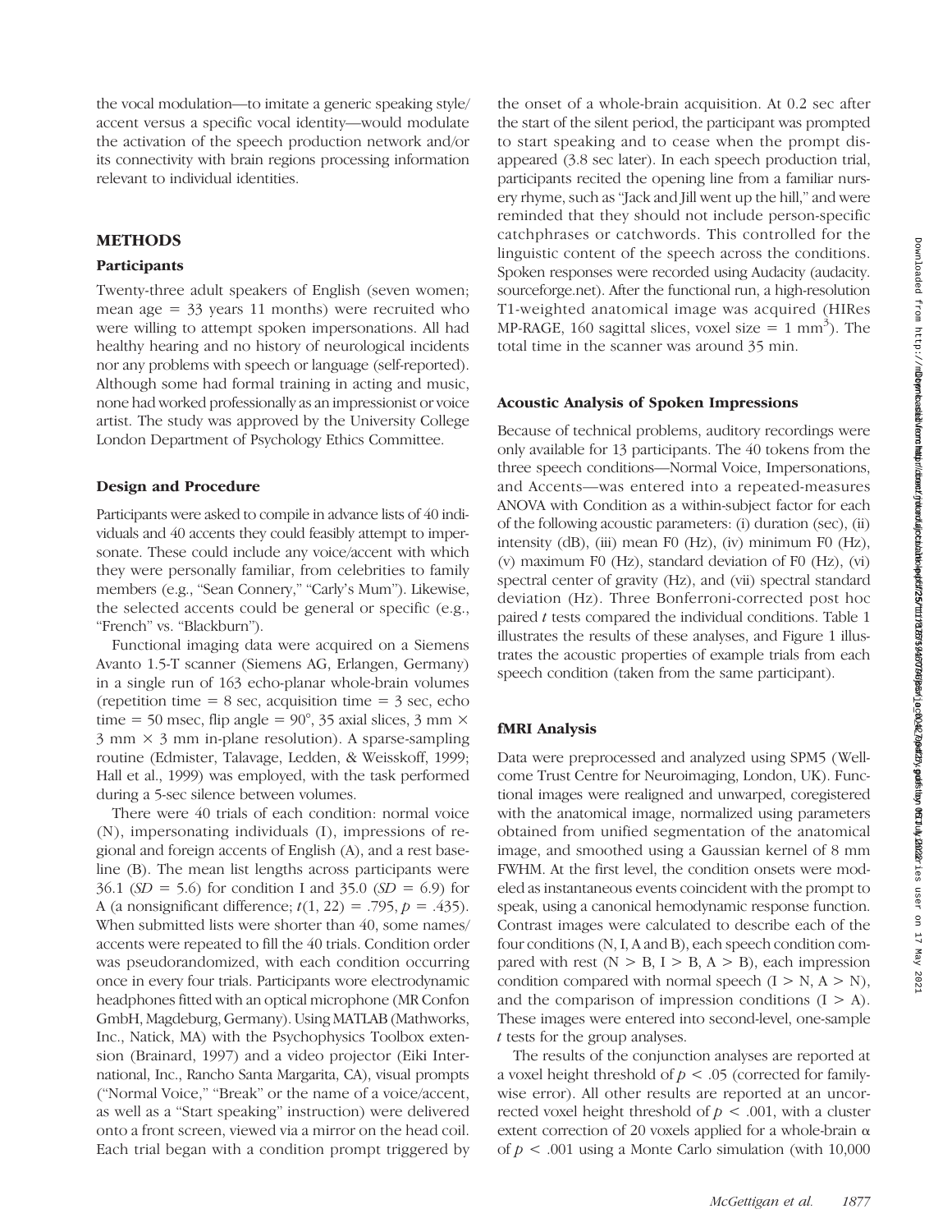the vocal modulation—to imitate a generic speaking style/accent versus a specific vocal identity—would modulate the activation of the speech production network and/or its connectivity with brain regions processing information relevant to individual identities.

## METHODS

### Participants

Twenty-three adult speakers of English (seven women; mean age = 33 years 11 months) were recruited who were willing to attempt spoken impersonations. All had healthy hearing and no history of neurological incidents nor any problems with speech or language (self-reported). Although some had formal training in acting and music, none had worked professionally as an impressionist or voice artist. The study was approved by the University College London Department of Psychology Ethics Committee.

### Design and Procedure

Participants were asked to compile in advance lists of 40 individuals and 40 accents they could feasibly attempt to impersonate. These could include any voice/accent with which they were personally familiar, from celebrities to family members (e.g., "Sean Connery," "Carly's Mum"). Likewise, the selected accents could be general or specific (e.g., "French" vs. "Blackburn").

Functional imaging data were acquired on a Siemens Avanto 1.5-T scanner (Siemens AG, Erlangen, Germany) in a single run of 163 echo-planar whole-brain volumes (repetition time = 8 sec, acquisition time = 3 sec, echo time = 50 msec, flip angle = 90°, 35 axial slices, 3 mm × 3 mm × 3 mm in-plane resolution). A sparse-sampling routine (Edmister, Talavage, Ledden, & Weisskoff, 1999; Hall et al., 1999) was employed, with the task performed during a 5-sec silence between volumes.

There were 40 trials of each condition: normal voice (N), impersonating individuals (I), impressions of regional and foreign accents of English (A), and a rest baseline (B). The mean list lengths across participants were 36.1 (*SD* = 5.6) for condition I and 35.0 (*SD* = 6.9) for A (a nonsignificant difference; $t(1, 22) = .795$, $p = .435$). When submitted lists were shorter than 40, some names/accents were repeated to fill the 40 trials. Condition order was pseudorandomized, with each condition occurring once in every four trials. Participants wore electrodynamic headphones fitted with an optical microphone (MR Confon GmbH, Magdeburg, Germany). Using MATLAB (Mathworks, Inc., Natick, MA) with the Psychophysics Toolbox extension (Brainard, 1997) and a video projector (Eiki International, Inc., Rancho Santa Margarita, CA), visual prompts ("Normal Voice," "Break" or the name of a voice/accent, as well as a "Start speaking" instruction) were delivered onto a front screen, viewed via a mirror on the head coil. Each trial began with a condition prompt triggered by the onset of a whole-brain acquisition. At 0.2 sec after the start of the silent period, the participant was prompted to start speaking and to cease when the prompt disappeared (3.8 sec later). In each speech production trial, participants recited the opening line from a familiar nursery rhyme, such as "Jack and Jill went up the hill," and were reminded that they should not include person-specific catchphrases or catchwords. This controlled for the linguistic content of the speech across the conditions. Spoken responses were recorded using Audacity (audacity.sourceforge.net). After the functional run, a high-resolution T1-weighted anatomical image was acquired (HIRes MP-RAGE, 160 sagittal slices, voxel size = 1 mm$^3$). The total time in the scanner was around 35 min.

### Acoustic Analysis of Spoken Impressions

Because of technical problems, auditory recordings were only available for 13 participants. The 40 tokens from the three speech conditions—Normal Voice, Impersonations, and Accents—was entered into a repeated-measures ANOVA with Condition as a within-subject factor for each of the following acoustic parameters: (i) duration (sec), (ii) intensity (dB), (iii) mean F0 (Hz), (iv) minimum F0 (Hz), (v) maximum F0 (Hz), standard deviation of F0 (Hz), (vi) spectral center of gravity (Hz), and (vii) spectral standard deviation (Hz). Three Bonferroni-corrected post hoc paired *t* tests compared the individual conditions. Table 1 illustrates the results of these analyses, and Figure 1 illustrates the acoustic properties of example trials from each speech condition (taken from the same participant).

### fMRI Analysis

Data were preprocessed and analyzed using SPM5 (Wellcome Trust Centre for Neuroimaging, London, UK). Functional images were realigned and unwarped, coregistered with the anatomical image, normalized using parameters obtained from unified segmentation of the anatomical image, and smoothed using a Gaussian kernel of 8 mm FWHM. At the first level, the condition onsets were modeled as instantaneous events coincident with the prompt to speak, using a canonical hemodynamic response function. Contrast images were calculated to describe each of the four conditions (N, I, A and B), each speech condition compared with rest (N > B, I > B, A > B), each impression condition compared with normal speech (I > N, A > N), and the comparison of impression conditions (I > A). These images were entered into second-level, one-sample *t* tests for the group analyses.

The results of the conjunction analyses are reported at a voxel height threshold of $p < .05$ (corrected for family-wise error). All other results are reported at an uncorrected voxel height threshold of $p < .001$, with a cluster extent correction of 20 voxels applied for a whole-brain $\alpha$ of $p < .001$ using a Monte Carlo simulation (with 10,000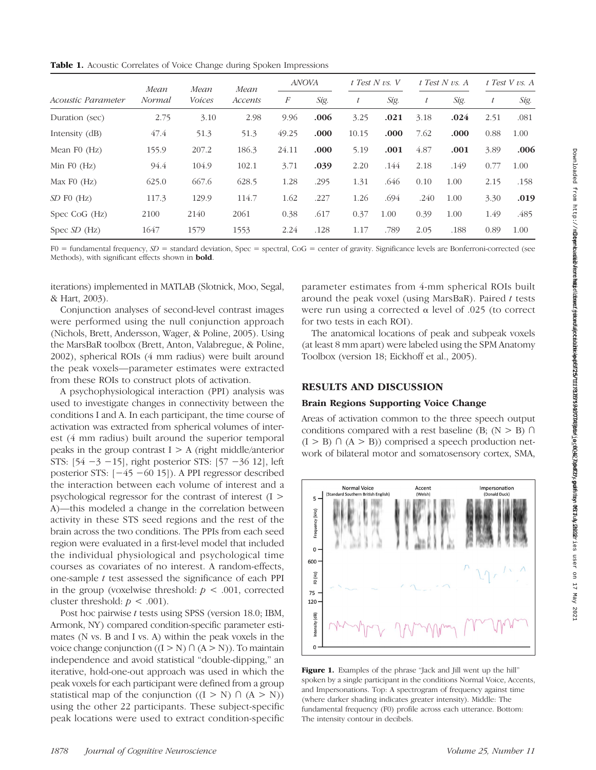**Table 1.** Acoustic Correlates of Voice Change during Spoken Impressions

| | | | | *ANOVA* | | *t Test N vs. V* | | *t Test N vs. A* | | *t Test V vs. A* | |
|---|---|---|---|---|---|---|---|---|---|---|---|
| *Acoustic Parameter* | *Mean Normal* | *Mean Voices* | *Mean Accents* | *F* | *Sig.* | *t* | *Sig.* | *t* | *Sig.* | *t* | *Sig.* |
| Duration (sec) | 2.75 | 3.10 | 2.98 | 9.96 | **.006** | 3.25 | **.021** | 3.18 | **.024** | 2.51 | .081 |
| Intensity (dB) | 47.4 | 51.3 | 51.3 | 49.25 | **.000** | 10.15 | **.000** | 7.62 | **.000** | 0.88 | 1.00 |
| Mean F0 (Hz) | 155.9 | 207.2 | 186.3 | 24.11 | **.000** | 5.19 | **.001** | 4.87 | **.001** | 3.89 | **.006** |
| Min F0 (Hz) | 94.4 | 104.9 | 102.1 | 3.71 | **.039** | 2.20 | .144 | 2.18 | .149 | 0.77 | 1.00 |
| Max F0 (Hz) | 625.0 | 667.6 | 628.5 | 1.28 | .295 | 1.31 | .646 | 0.10 | 1.00 | 2.15 | .158 |
| *SD* F0 (Hz) | 117.3 | 129.9 | 114.7 | 1.62 | .227 | 1.26 | .694 | .240 | 1.00 | 3.30 | **.019** |
| Spec CoG (Hz) | 2100 | 2140 | 2061 | 0.38 | .617 | 0.37 | 1.00 | 0.39 | 1.00 | 1.49 | .485 |
| Spec *SD* (Hz) | 1647 | 1579 | 1553 | 2.24 | .128 | 1.17 | .789 | 2.05 | .188 | 0.89 | 1.00 |

F0 = fundamental frequency, *SD* = standard deviation, Spec = spectral, CoG = center of gravity. Significance levels are Bonferroni-corrected (see Methods), with significant effects shown in **bold**.

iterations) implemented in MATLAB (Slotnick, Moo, Segal, & Hart, 2003).

Conjunction analyses of second-level contrast images were performed using the null conjunction approach (Nichols, Brett, Andersson, Wager, & Poline, 2005). Using the MarsBaR toolbox (Brett, Anton, Valabregue, & Poline, 2002), spherical ROIs (4 mm radius) were built around the peak voxels—parameter estimates were extracted from these ROIs to construct plots of activation.

A psychophysiological interaction (PPI) analysis was used to investigate changes in connectivity between the conditions I and A. In each participant, the time course of activation was extracted from spherical volumes of interest (4 mm radius) built around the superior temporal peaks in the group contrast I > A (right middle/anterior STS: [54 −3 −15], right posterior STS: [57 −36 12], left posterior STS: [−45 −60 15]). A PPI regressor described the interaction between each volume of interest and a psychological regressor for the contrast of interest (I > A)—this modeled a change in the correlation between activity in these STS seed regions and the rest of the brain across the two conditions. The PPIs from each seed region were evaluated in a first-level model that included the individual physiological and psychological time courses as covariates of no interest. A random-effects, one-sample *t* test assessed the significance of each PPI in the group (voxelwise threshold: $p < .001$, corrected cluster threshold: $p < .001$).

Post hoc pairwise *t* tests using SPSS (version 18.0; IBM, Armonk, NY) compared condition-specific parameter estimates (N vs. B and I vs. A) within the peak voxels in the voice change conjunction ((I > N) ∩ (A > N)). To maintain independence and avoid statistical "double-dipping," an iterative, hold-one-out approach was used in which the peak voxels for each participant were defined from a group statistical map of the conjunction ((I > N) ∩ (A > N)) using the other 22 participants. These subject-specific peak locations were used to extract condition-specific parameter estimates from 4-mm spherical ROIs built around the peak voxel (using MarsBaR). Paired *t* tests were run using a corrected α level of .025 (to correct for two tests in each ROI).

The anatomical locations of peak and subpeak voxels (at least 8 mm apart) were labeled using the SPM Anatomy Toolbox (version 18; Eickhoff et al., 2005).

## RESULTS AND DISCUSSION

### Brain Regions Supporting Voice Change

Areas of activation common to the three speech output conditions compared with a rest baseline (B; (N > B) ∩ (I > B) ∩ (A > B)) comprised a speech production network of bilateral motor and somatosensory cortex, SMA,

**Figure 1.** Examples of the phrase "Jack and Jill went up the hill" spoken by a single participant in the conditions Normal Voice, Accents, and Impersonations. Top: A spectrogram of frequency against time (where darker shading indicates greater intensity). Middle: The fundamental frequency (F0) profile across each utterance. Bottom: The intensity contour in decibels.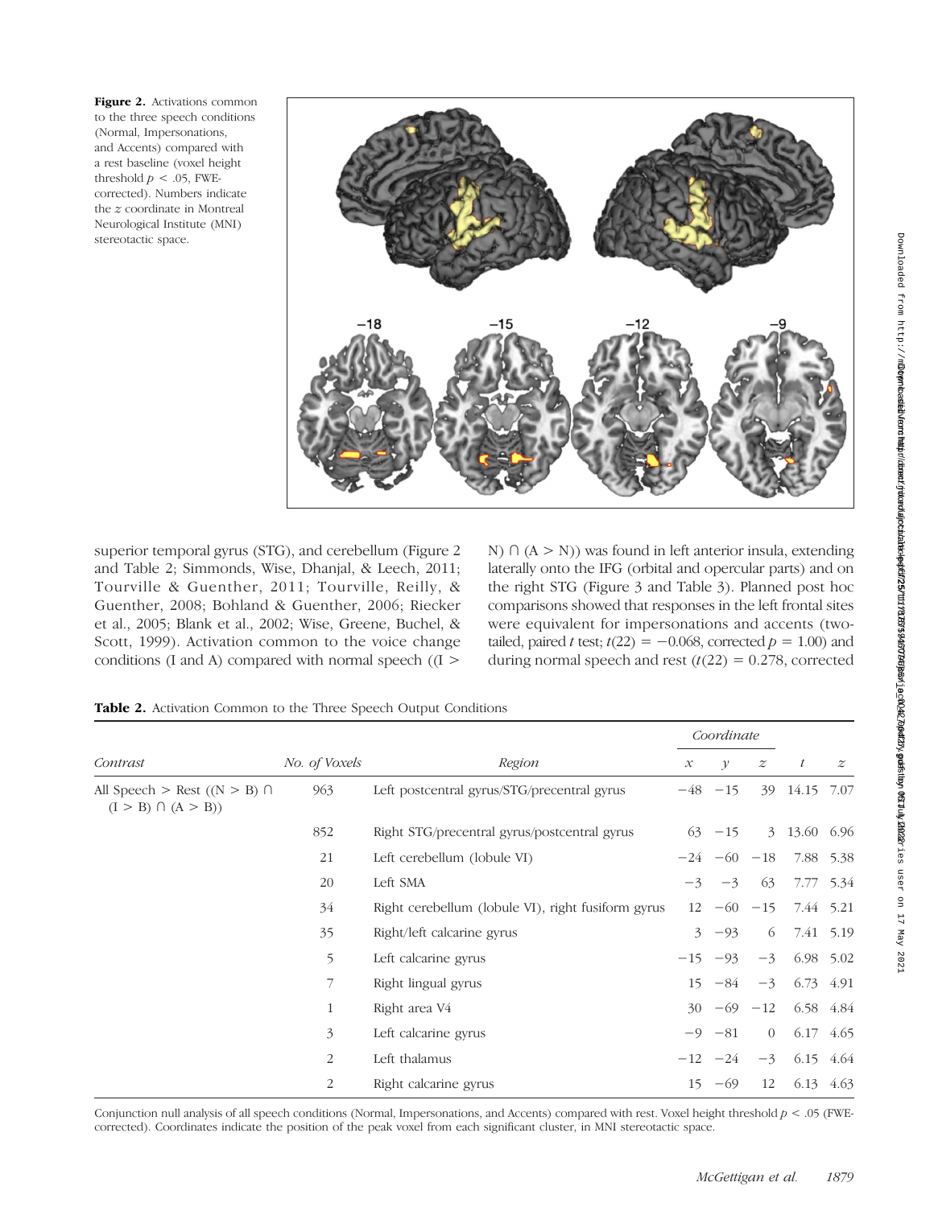**Figure 2.** Activations common to the three speech conditions (Normal, Impersonations, and Accents) compared with a rest baseline (voxel height threshold $p < .05$, FWE-corrected). Numbers indicate the $z$ coordinate in Montreal Neurological Institute (MNI) stereotactic space.

superior temporal gyrus (STG), and cerebellum (Figure 2 and Table 2; Simmonds, Wise, Dhanjal, & Leech, 2011; Tourville & Guenther, 2011; Tourville, Reilly, & Guenther, 2008; Bohland & Guenther, 2006; Riecker et al., 2005; Blank et al., 2002; Wise, Greene, Buchel, & Scott, 1999). Activation common to the voice change conditions (I and A) compared with normal speech ((I > N) ∩ (A > N)) was found in left anterior insula, extending laterally onto the IFG (orbital and opercular parts) and on the right STG (Figure 3 and Table 3). Planned post hoc comparisons showed that responses in the left frontal sites were equivalent for impersonations and accents (two-tailed, paired $t$ test; $t(22) = -0.068$, corrected $p = 1.00$) and during normal speech and rest ($t(22) = 0.278$, corrected

**Table 2.** Activation Common to the Three Speech Output Conditions

| Contrast | No. of Voxels | Region | Coordinate | | | $t$ | $z$ |
|---|---|---|---|---|---|---|---|
| | | | $x$ | $y$ | $z$ | | |
| All Speech > Rest ((N > B) ∩ (I > B) ∩ (A > B)) | 963 | Left postcentral gyrus/STG/precentral gyrus | −48 | −15 | 39 | 14.15 | 7.07 |
| | 852 | Right STG/precentral gyrus/postcentral gyrus | 63 | −15 | 3 | 13.60 | 6.96 |
| | 21 | Left cerebellum (lobule VI) | −24 | −60 | −18 | 7.88 | 5.38 |
| | 20 | Left SMA | −3 | −3 | 63 | 7.77 | 5.34 |
| | 34 | Right cerebellum (lobule VI), right fusiform gyrus | 12 | −60 | −15 | 7.44 | 5.21 |
| | 35 | Right/left calcarine gyrus | 3 | −93 | 6 | 7.41 | 5.19 |
| | 5 | Left calcarine gyrus | −15 | −93 | −3 | 6.98 | 5.02 |
| | 7 | Right lingual gyrus | 15 | −84 | −3 | 6.73 | 4.91 |
| | 1 | Right area V4 | 30 | −69 | −12 | 6.58 | 4.84 |
| | 3 | Left calcarine gyrus | −9 | −81 | 0 | 6.17 | 4.65 |
| | 2 | Left thalamus | −12 | −24 | −3 | 6.15 | 4.64 |
| | 2 | Right calcarine gyrus | 15 | −69 | 12 | 6.13 | 4.63 |

Conjunction null analysis of all speech conditions (Normal, Impersonations, and Accents) compared with rest. Voxel height threshold $p < .05$ (FWE-corrected). Coordinates indicate the position of the peak voxel from each significant cluster, in MNI stereotactic space.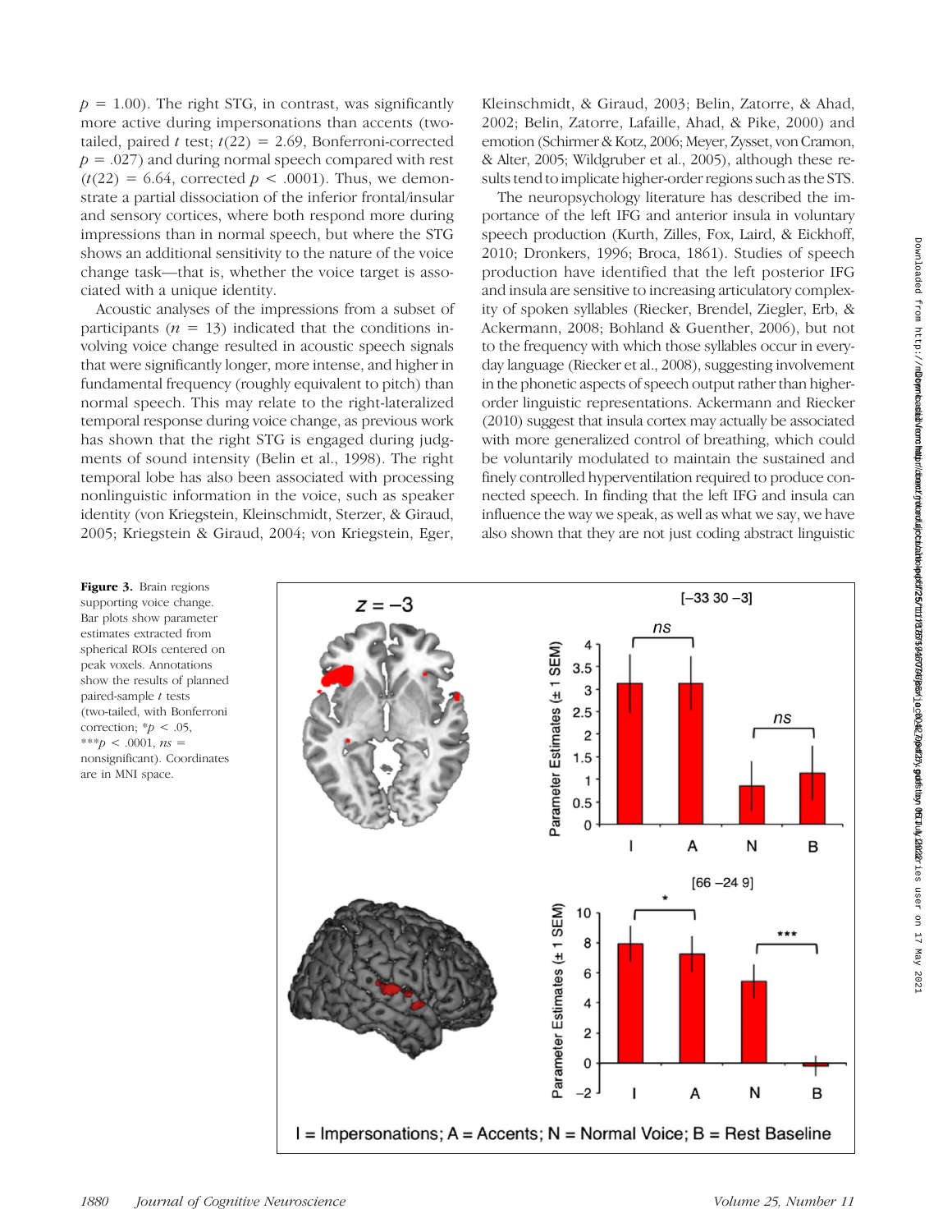$p$ = 1.00). The right STG, in contrast, was significantly more active during impersonations than accents (two-tailed, paired $t$ test; $t(22) = 2.69$, Bonferroni-corrected $p = .027$) and during normal speech compared with rest ($t(22) = 6.64$, corrected $p < .0001$). Thus, we demonstrate a partial dissociation of the inferior frontal/insular and sensory cortices, where both respond more during impressions than in normal speech, but where the STG shows an additional sensitivity to the nature of the voice change task—that is, whether the voice target is associated with a unique identity.

Acoustic analyses of the impressions from a subset of participants ($n$ = 13) indicated that the conditions involving voice change resulted in acoustic speech signals that were significantly longer, more intense, and higher in fundamental frequency (roughly equivalent to pitch) than normal speech. This may relate to the right-lateralized temporal response during voice change, as previous work has shown that the right STG is engaged during judgments of sound intensity (Belin et al., 1998). The right temporal lobe has also been associated with processing nonlinguistic information in the voice, such as speaker identity (von Kriegstein, Kleinschmidt, Sterzer, & Giraud, 2005; Kriegstein & Giraud, 2004; von Kriegstein, Eger, Kleinschmidt, & Giraud, 2003; Belin, Zatorre, & Ahad, 2002; Belin, Zatorre, Lafaille, Ahad, & Pike, 2000) and emotion (Schirmer & Kotz, 2006; Meyer, Zysset, von Cramon, & Alter, 2005; Wildgruber et al., 2005), although these results tend to implicate higher-order regions such as the STS.

The neuropsychology literature has described the importance of the left IFG and anterior insula in voluntary speech production (Kurth, Zilles, Fox, Laird, & Eickhoff, 2010; Dronkers, 1996; Broca, 1861). Studies of speech production have identified that the left posterior IFG and insula are sensitive to increasing articulatory complexity of spoken syllables (Riecker, Brendel, Ziegler, Erb, & Ackermann, 2008; Bohland & Guenther, 2006), but not to the frequency with which those syllables occur in everyday language (Riecker et al., 2008), suggesting involvement in the phonetic aspects of speech output rather than higher-order linguistic representations. Ackermann and Riecker (2010) suggest that insula cortex may actually be associated with more generalized control of breathing, which could be voluntarily modulated to maintain the sustained and finely controlled hyperventilation required to produce connected speech. In finding that the left IFG and insula can influence the way we speak, as well as what we say, we have also shown that they are not just coding abstract linguistic

**Figure 3.** Brain regions supporting voice change. Bar plots show parameter estimates extracted from spherical ROIs centered on peak voxels. Annotations show the results of planned paired-sample $t$ tests (two-tailed, with Bonferroni correction; \*$p < .05$, \*\*\*$p < .0001$, $ns$ = nonsignificant). Coordinates are in MNI space.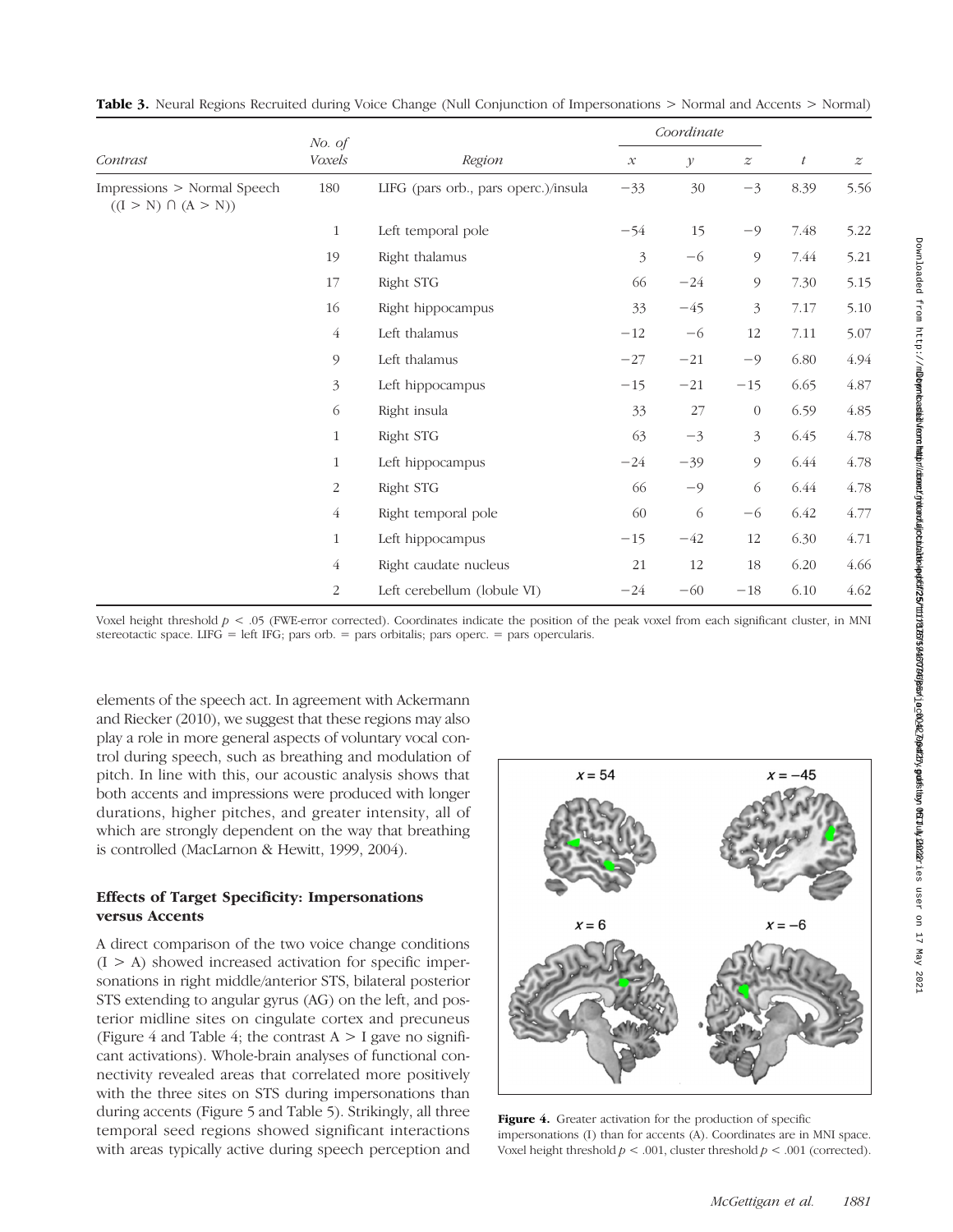**Table 3.** Neural Regions Recruited during Voice Change (Null Conjunction of Impersonations > Normal and Accents > Normal)

| Contrast | No. of Voxels | Region | Coordinate | | | t | z |
|---|---|---|---|---|---|---|---|
| | | | x | y | z | | |
| Impressions > Normal Speech ((I > N) ∩ (A > N)) | 180 | LIFG (pars orb., pars operc.)/insula | −33 | 30 | −3 | 8.39 | 5.56 |
| | 1 | Left temporal pole | −54 | 15 | −9 | 7.48 | 5.22 |
| | 19 | Right thalamus | 3 | −6 | 9 | 7.44 | 5.21 |
| | 17 | Right STG | 66 | −24 | 9 | 7.30 | 5.15 |
| | 16 | Right hippocampus | 33 | −45 | 3 | 7.17 | 5.10 |
| | 4 | Left thalamus | −12 | −6 | 12 | 7.11 | 5.07 |
| | 9 | Left thalamus | −27 | −21 | −9 | 6.80 | 4.94 |
| | 3 | Left hippocampus | −15 | −21 | −15 | 6.65 | 4.87 |
| | 6 | Right insula | 33 | 27 | 0 | 6.59 | 4.85 |
| | 1 | Right STG | 63 | −3 | 3 | 6.45 | 4.78 |
| | 1 | Left hippocampus | −24 | −39 | 9 | 6.44 | 4.78 |
| | 2 | Right STG | 66 | −9 | 6 | 6.44 | 4.78 |
| | 4 | Right temporal pole | 60 | 6 | −6 | 6.42 | 4.77 |
| | 1 | Left hippocampus | −15 | −42 | 12 | 6.30 | 4.71 |
| | 4 | Right caudate nucleus | 21 | 12 | 18 | 6.20 | 4.66 |
| | 2 | Left cerebellum (lobule VI) | −24 | −60 | −18 | 6.10 | 4.62 |

Voxel height threshold $p < .05$ (FWE-error corrected). Coordinates indicate the position of the peak voxel from each significant cluster, in MNI stereotactic space. LIFG = left IFG; pars orb. = pars orbitalis; pars operc. = pars opercularis.

elements of the speech act. In agreement with Ackermann and Riecker (2010), we suggest that these regions may also play a role in more general aspects of voluntary vocal control during speech, such as breathing and modulation of pitch. In line with this, our acoustic analysis shows that both accents and impressions were produced with longer durations, higher pitches, and greater intensity, all of which are strongly dependent on the way that breathing is controlled (MacLarnon & Hewitt, 1999, 2004).

### Effects of Target Specificity: Impersonations versus Accents

A direct comparison of the two voice change conditions (I > A) showed increased activation for specific impersonations in right middle/anterior STS, bilateral posterior STS extending to angular gyrus (AG) on the left, and posterior midline sites on cingulate cortex and precuneus (Figure 4 and Table 4; the contrast A > I gave no significant activations). Whole-brain analyses of functional connectivity revealed areas that correlated more positively with the three sites on STS during impersonations than during accents (Figure 5 and Table 5). Strikingly, all three temporal seed regions showed significant interactions with areas typically active during speech perception and

**Figure 4.** Greater activation for the production of specific impersonations (I) than for accents (A). Coordinates are in MNI space. Voxel height threshold $p < .001$, cluster threshold $p < .001$ (corrected).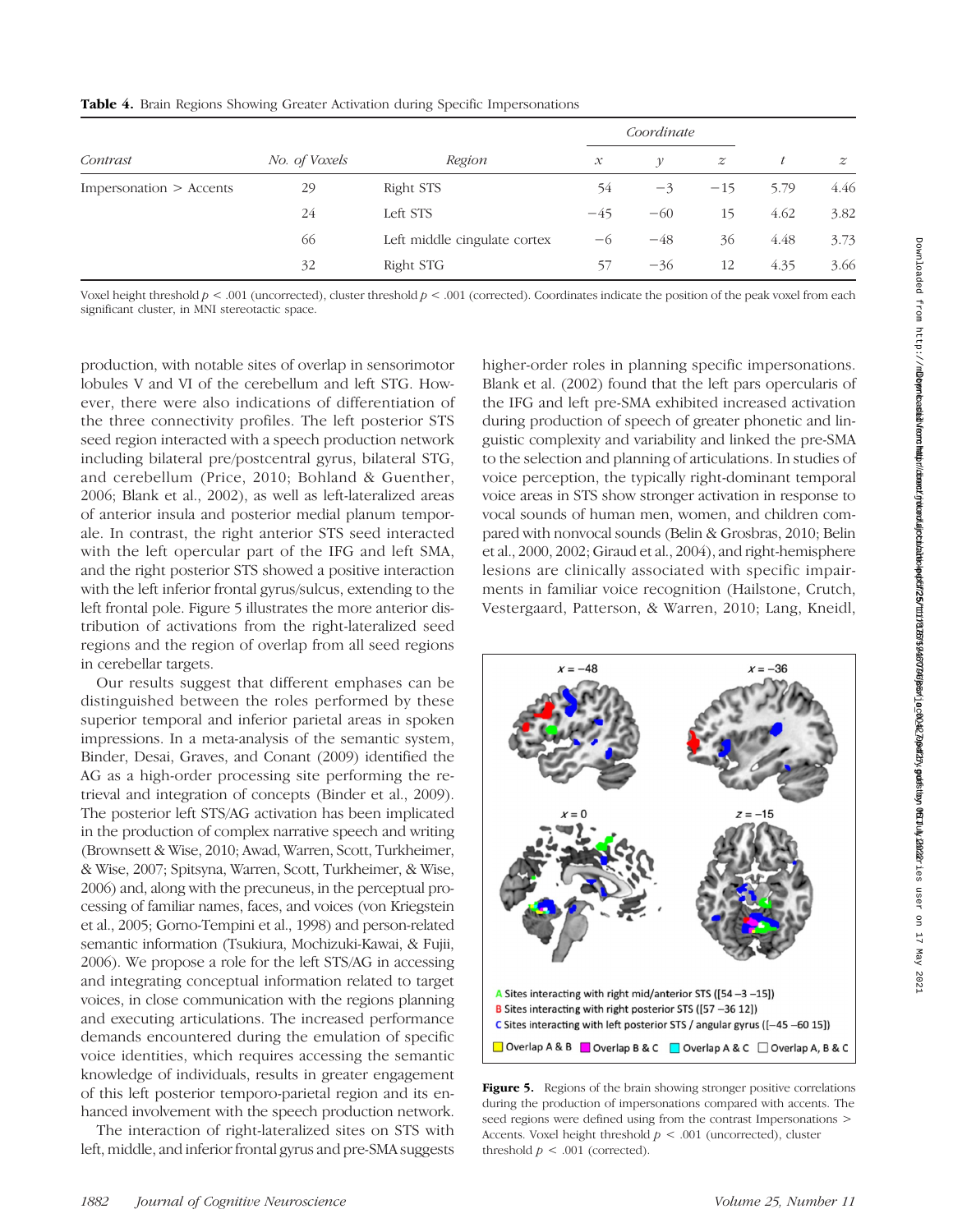**Table 4.** Brain Regions Showing Greater Activation during Specific Impersonations

| Contrast | No. of Voxels | Region | Coordinate *x* | *y* | *z* | *t* | *z* |
|---|---|---|---|---|---|---|---|
| Impersonation > Accents | 29 | Right STS | 54 | −3 | −15 | 5.79 | 4.46 |
| | 24 | Left STS | −45 | −60 | 15 | 4.62 | 3.82 |
| | 66 | Left middle cingulate cortex | −6 | −48 | 36 | 4.48 | 3.73 |
| | 32 | Right STG | 57 | −36 | 12 | 4.35 | 3.66 |

Voxel height threshold $p < .001$ (uncorrected), cluster threshold $p < .001$ (corrected). Coordinates indicate the position of the peak voxel from each significant cluster, in MNI stereotactic space.

production, with notable sites of overlap in sensorimotor lobules V and VI of the cerebellum and left STG. However, there were also indications of differentiation of the three connectivity profiles. The left posterior STS seed region interacted with a speech production network including bilateral pre/postcentral gyrus, bilateral STG, and cerebellum (Price, 2010; Bohland & Guenther, 2006; Blank et al., 2002), as well as left-lateralized areas of anterior insula and posterior medial planum temporale. In contrast, the right anterior STS seed interacted with the left opercular part of the IFG and left SMA, and the right posterior STS showed a positive interaction with the left inferior frontal gyrus/sulcus, extending to the left frontal pole. Figure 5 illustrates the more anterior distribution of activations from the right-lateralized seed regions and the region of overlap from all seed regions in cerebellar targets.

Our results suggest that different emphases can be distinguished between the roles performed by these superior temporal and inferior parietal areas in spoken impressions. In a meta-analysis of the semantic system, Binder, Desai, Graves, and Conant (2009) identified the AG as a high-order processing site performing the retrieval and integration of concepts (Binder et al., 2009). The posterior left STS/AG activation has been implicated in the production of complex narrative speech and writing (Brownsett & Wise, 2010; Awad, Warren, Scott, Turkheimer, & Wise, 2007; Spitsyna, Warren, Scott, Turkheimer, & Wise, 2006) and, along with the precuneus, in the perceptual processing of familiar names, faces, and voices (von Kriegstein et al., 2005; Gorno-Tempini et al., 1998) and person-related semantic information (Tsukiura, Mochizuki-Kawai, & Fujii, 2006). We propose a role for the left STS/AG in accessing and integrating conceptual information related to target voices, in close communication with the regions planning and executing articulations. The increased performance demands encountered during the emulation of specific voice identities, which requires accessing the semantic knowledge of individuals, results in greater engagement of this left posterior temporo-parietal region and its enhanced involvement with the speech production network.

The interaction of right-lateralized sites on STS with left, middle, and inferior frontal gyrus and pre-SMA suggests higher-order roles in planning specific impersonations. Blank et al. (2002) found that the left pars opercularis of the IFG and left pre-SMA exhibited increased activation during production of speech of greater phonetic and linguistic complexity and variability and linked the pre-SMA to the selection and planning of articulations. In studies of voice perception, the typically right-dominant temporal voice areas in STS show stronger activation in response to vocal sounds of human men, women, and children compared with nonvocal sounds (Belin & Grosbras, 2010; Belin et al., 2000, 2002; Giraud et al., 2004), and right-hemisphere lesions are clinically associated with specific impairments in familiar voice recognition (Hailstone, Crutch, Vestergaard, Patterson, & Warren, 2010; Lang, Kneidl,

A Sites interacting with right mid/anterior STS ([54 −3 −15])
B Sites interacting with right posterior STS ([57 −36 12])
C Sites interacting with left posterior STS / angular gyrus ([−45 −60 15])
Overlap A & B; Overlap B & C; Overlap A & C; Overlap A, B & C

**Figure 5.** Regions of the brain showing stronger positive correlations during the production of impersonations compared with accents. The seed regions were defined using from the contrast Impersonations > Accents. Voxel height threshold $p < .001$ (uncorrected), cluster threshold $p < .001$ (corrected).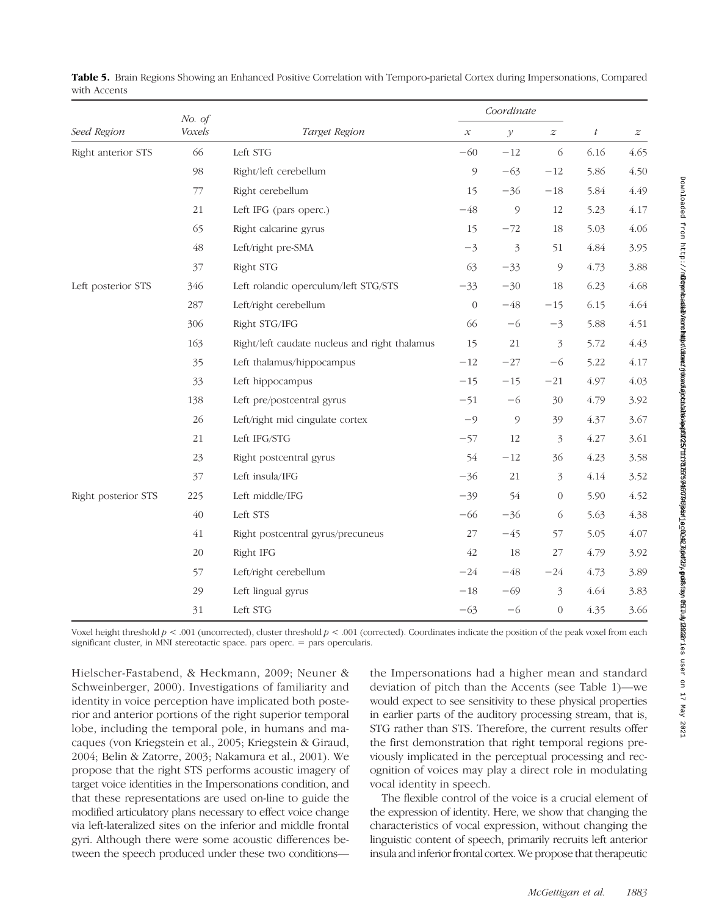**Table 5.** Brain Regions Showing an Enhanced Positive Correlation with Temporo-parietal Cortex during Impersonations, Compared with Accents

| Seed Region | No. of Voxels | Target Region | Coordinate | | | $t$ | $z$ |
|---|---|---|---|---|---|---|---|
| | | | $x$ | $y$ | $z$ | | |
| Right anterior STS | 66 | Left STG | −60 | −12 | 6 | 6.16 | 4.65 |
| | 98 | Right/left cerebellum | 9 | −63 | −12 | 5.86 | 4.50 |
| | 77 | Right cerebellum | 15 | −36 | −18 | 5.84 | 4.49 |
| | 21 | Left IFG (pars operc.) | −48 | 9 | 12 | 5.23 | 4.17 |
| | 65 | Right calcarine gyrus | 15 | −72 | 18 | 5.03 | 4.06 |
| | 48 | Left/right pre-SMA | −3 | 3 | 51 | 4.84 | 3.95 |
| | 37 | Right STG | 63 | −33 | 9 | 4.73 | 3.88 |
| Left posterior STS | 346 | Left rolandic operculum/left STG/STS | −33 | −30 | 18 | 6.23 | 4.68 |
| | 287 | Left/right cerebellum | 0 | −48 | −15 | 6.15 | 4.64 |
| | 306 | Right STG/IFG | 66 | −6 | −3 | 5.88 | 4.51 |
| | 163 | Right/left caudate nucleus and right thalamus | 15 | 21 | 3 | 5.72 | 4.43 |
| | 35 | Left thalamus/hippocampus | −12 | −27 | −6 | 5.22 | 4.17 |
| | 33 | Left hippocampus | −15 | −15 | −21 | 4.97 | 4.03 |
| | 138 | Left pre/postcentral gyrus | −51 | −6 | 30 | 4.79 | 3.92 |
| | 26 | Left/right mid cingulate cortex | −9 | 9 | 39 | 4.37 | 3.67 |
| | 21 | Left IFG/STG | −57 | 12 | 3 | 4.27 | 3.61 |
| | 23 | Right postcentral gyrus | 54 | −12 | 36 | 4.23 | 3.58 |
| | 37 | Left insula/IFG | −36 | 21 | 3 | 4.14 | 3.52 |
| Right posterior STS | 225 | Left middle/IFG | −39 | 54 | 0 | 5.90 | 4.52 |
| | 40 | Left STS | −66 | −36 | 6 | 5.63 | 4.38 |
| | 41 | Right postcentral gyrus/precuneus | 27 | −45 | 57 | 5.05 | 4.07 |
| | 20 | Right IFG | 42 | 18 | 27 | 4.79 | 3.92 |
| | 57 | Left/right cerebellum | −24 | −48 | −24 | 4.73 | 3.89 |
| | 29 | Left lingual gyrus | −18 | −69 | 3 | 4.64 | 3.83 |
| | 31 | Left STG | −63 | −6 | 0 | 4.35 | 3.66 |

Voxel height threshold $p < .001$ (uncorrected), cluster threshold $p < .001$ (corrected). Coordinates indicate the position of the peak voxel from each significant cluster, in MNI stereotactic space. pars operc. = pars opercularis.

Hielscher-Fastabend, & Heckmann, 2009; Neuner & Schweinberger, 2000). Investigations of familiarity and identity in voice perception have implicated both posterior and anterior portions of the right superior temporal lobe, including the temporal pole, in humans and macaques (von Kriegstein et al., 2005; Kriegstein & Giraud, 2004; Belin & Zatorre, 2003; Nakamura et al., 2001). We propose that the right STS performs acoustic imagery of target voice identities in the Impersonations condition, and that these representations are used on-line to guide the modified articulatory plans necessary to effect voice change via left-lateralized sites on the inferior and middle frontal gyri. Although there were some acoustic differences between the speech produced under these two conditions—the Impersonations had a higher mean and standard deviation of pitch than the Accents (see Table 1)—we would expect to see sensitivity to these physical properties in earlier parts of the auditory processing stream, that is, STG rather than STS. Therefore, the current results offer the first demonstration that right temporal regions previously implicated in the perceptual processing and recognition of voices may play a direct role in modulating vocal identity in speech.

The flexible control of the voice is a crucial element of the expression of identity. Here, we show that changing the characteristics of vocal expression, without changing the linguistic content of speech, primarily recruits left anterior insula and inferior frontal cortex. We propose that therapeutic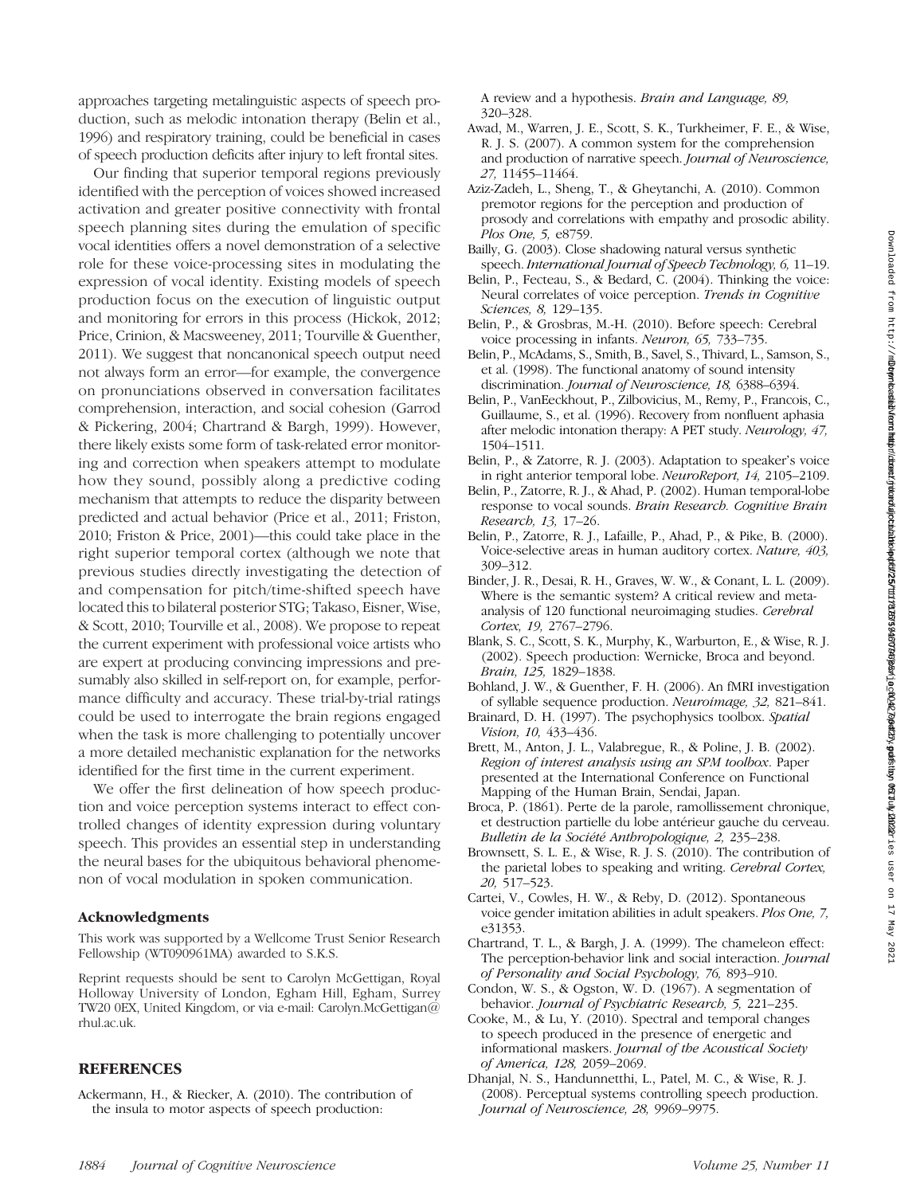approaches targeting metalinguistic aspects of speech production, such as melodic intonation therapy (Belin et al., 1996) and respiratory training, could be beneficial in cases of speech production deficits after injury to left frontal sites.

Our finding that superior temporal regions previously identified with the perception of voices showed increased activation and greater positive connectivity with frontal speech planning sites during the emulation of specific vocal identities offers a novel demonstration of a selective role for these voice-processing sites in modulating the expression of vocal identity. Existing models of speech production focus on the execution of linguistic output and monitoring for errors in this process (Hickok, 2012; Price, Crinion, & Macsweeney, 2011; Tourville & Guenther, 2011). We suggest that noncanonical speech output need not always form an error—for example, the convergence on pronunciations observed in conversation facilitates comprehension, interaction, and social cohesion (Garrod & Pickering, 2004; Chartrand & Bargh, 1999). However, there likely exists some form of task-related error monitoring and correction when speakers attempt to modulate how they sound, possibly along a predictive coding mechanism that attempts to reduce the disparity between predicted and actual behavior (Price et al., 2011; Friston, 2010; Friston & Price, 2001)—this could take place in the right superior temporal cortex (although we note that previous studies directly investigating the detection of and compensation for pitch/time-shifted speech have located this to bilateral posterior STG; Takaso, Eisner, Wise, & Scott, 2010; Tourville et al., 2008). We propose to repeat the current experiment with professional voice artists who are expert at producing convincing impressions and presumably also skilled in self-report on, for example, performance difficulty and accuracy. These trial-by-trial ratings could be used to interrogate the brain regions engaged when the task is more challenging to potentially uncover a more detailed mechanistic explanation for the networks identified for the first time in the current experiment.

We offer the first delineation of how speech production and voice perception systems interact to effect controlled changes of identity expression during voluntary speech. This provides an essential step in understanding the neural bases for the ubiquitous behavioral phenomenon of vocal modulation in spoken communication.

### Acknowledgments

This work was supported by a Wellcome Trust Senior Research Fellowship (WT090961MA) awarded to S.K.S.

Reprint requests should be sent to Carolyn McGettigan, Royal Holloway University of London, Egham Hill, Egham, Surrey TW20 0EX, United Kingdom, or via e-mail: Carolyn.McGettigan@rhul.ac.uk.

## REFERENCES

Ackermann, H., & Riecker, A. (2010). The contribution of the insula to motor aspects of speech production: A review and a hypothesis. *Brain and Language, 89,* 320–328.

Awad, M., Warren, J. E., Scott, S. K., Turkheimer, F. E., & Wise, R. J. S. (2007). A common system for the comprehension and production of narrative speech. *Journal of Neuroscience, 27,* 11455–11464.

Aziz-Zadeh, L., Sheng, T., & Gheytanchi, A. (2010). Common premotor regions for the perception and production of prosody and correlations with empathy and prosodic ability. *Plos One, 5,* e8759.

Bailly, G. (2003). Close shadowing natural versus synthetic speech. *International Journal of Speech Technology, 6,* 11–19.

Belin, P., Fecteau, S., & Bedard, C. (2004). Thinking the voice: Neural correlates of voice perception. *Trends in Cognitive Sciences, 8,* 129–135.

Belin, P., & Grosbras, M.-H. (2010). Before speech: Cerebral voice processing in infants. *Neuron, 65,* 733–735.

Belin, P., McAdams, S., Smith, B., Savel, S., Thivard, L., Samson, S., et al. (1998). The functional anatomy of sound intensity discrimination. *Journal of Neuroscience, 18,* 6388–6394.

Belin, P., VanEeckhout, P., Zilbovicius, M., Remy, P., Francois, C., Guillaume, S., et al. (1996). Recovery from nonfluent aphasia after melodic intonation therapy: A PET study. *Neurology, 47,* 1504–1511.

Belin, P., & Zatorre, R. J. (2003). Adaptation to speaker's voice in right anterior temporal lobe. *NeuroReport, 14,* 2105–2109.

Belin, P., Zatorre, R. J., & Ahad, P. (2002). Human temporal-lobe response to vocal sounds. *Brain Research. Cognitive Brain Research, 13,* 17–26.

Belin, P., Zatorre, R. J., Lafaille, P., Ahad, P., & Pike, B. (2000). Voice-selective areas in human auditory cortex. *Nature, 403,* 309–312.

Binder, J. R., Desai, R. H., Graves, W. W., & Conant, L. L. (2009). Where is the semantic system? A critical review and meta-analysis of 120 functional neuroimaging studies. *Cerebral Cortex, 19,* 2767–2796.

Blank, S. C., Scott, S. K., Murphy, K., Warburton, E., & Wise, R. J. (2002). Speech production: Wernicke, Broca and beyond. *Brain, 125,* 1829–1838.

Bohland, J. W., & Guenther, F. H. (2006). An fMRI investigation of syllable sequence production. *Neuroimage, 32,* 821–841.

Brainard, D. H. (1997). The psychophysics toolbox. *Spatial Vision, 10,* 433–436.

Brett, M., Anton, J. L., Valabregue, R., & Poline, J. B. (2002). *Region of interest analysis using an SPM toolbox*. Paper presented at the International Conference on Functional Mapping of the Human Brain, Sendai, Japan.

Broca, P. (1861). Perte de la parole, ramollissement chronique, et destruction partielle du lobe antérieur gauche du cerveau. *Bulletin de la Société Anthropologique, 2,* 235–238.

Brownsett, S. L. E., & Wise, R. J. S. (2010). The contribution of the parietal lobes to speaking and writing. *Cerebral Cortex, 20,* 517–523.

Cartei, V., Cowles, H. W., & Reby, D. (2012). Spontaneous voice gender imitation abilities in adult speakers. *Plos One, 7,* e31353.

Chartrand, T. L., & Bargh, J. A. (1999). The chameleon effect: The perception-behavior link and social interaction. *Journal of Personality and Social Psychology, 76,* 893–910.

Condon, W. S., & Ogston, W. D. (1967). A segmentation of behavior. *Journal of Psychiatric Research, 5,* 221–235.

Cooke, M., & Lu, Y. (2010). Spectral and temporal changes to speech produced in the presence of energetic and informational maskers. *Journal of the Acoustical Society of America, 128,* 2059–2069.

Dhanjal, N. S., Handunnetthi, L., Patel, M. C., & Wise, R. J. (2008). Perceptual systems controlling speech production. *Journal of Neuroscience, 28,* 9969–9975.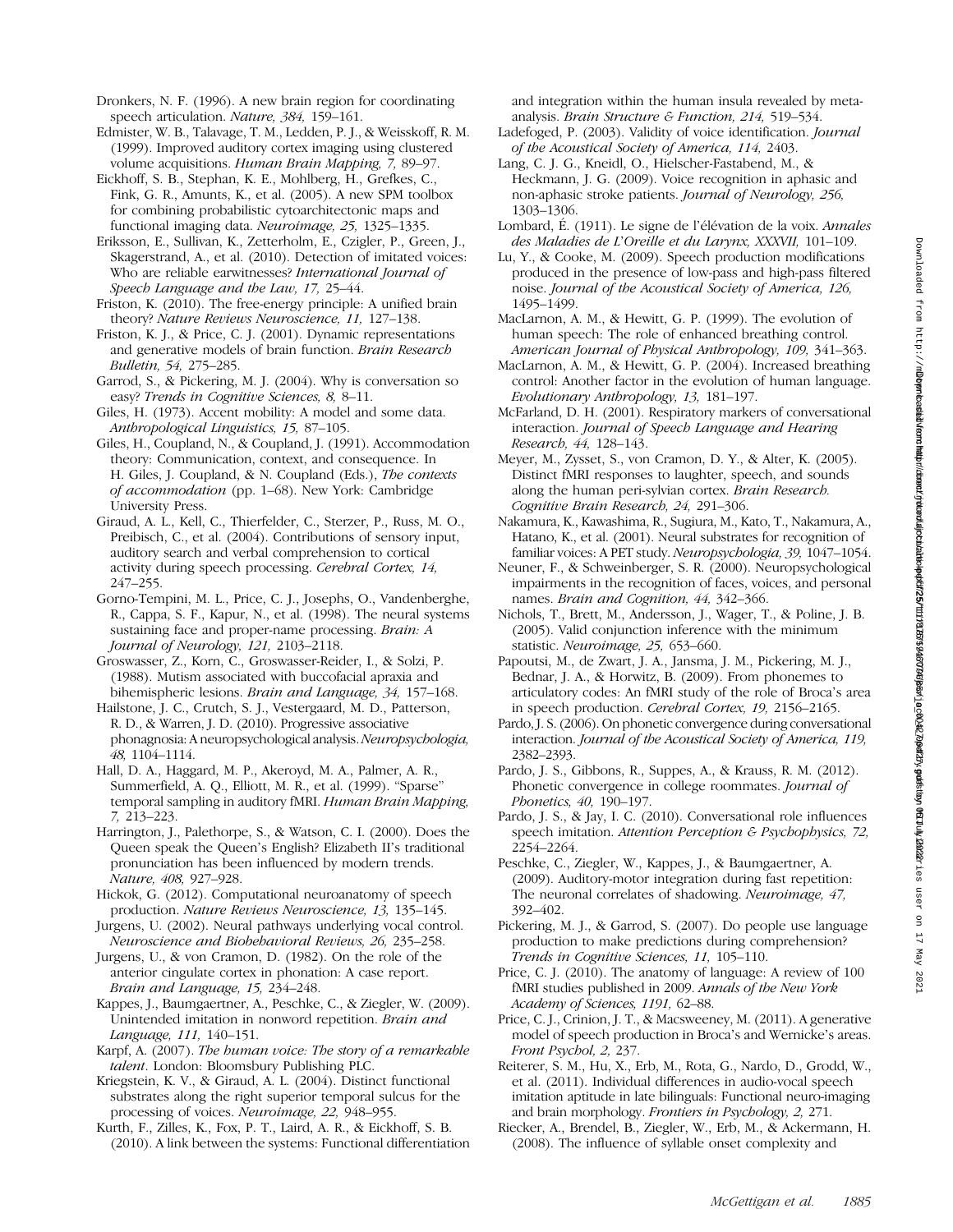Dronkers, N. F. (1996). A new brain region for coordinating speech articulation. *Nature, 384,* 159–161.

Edmister, W. B., Talavage, T. M., Ledden, P. J., & Weisskoff, R. M. (1999). Improved auditory cortex imaging using clustered volume acquisitions. *Human Brain Mapping, 7,* 89–97.

Eickhoff, S. B., Stephan, K. E., Mohlberg, H., Grefkes, C., Fink, G. R., Amunts, K., et al. (2005). A new SPM toolbox for combining probabilistic cytoarchitectonic maps and functional imaging data. *Neuroimage, 25,* 1325–1335.

Eriksson, E., Sullivan, K., Zetterholm, E., Czigler, P., Green, J., Skagerstrand, A., et al. (2010). Detection of imitated voices: Who are reliable earwitnesses? *International Journal of Speech Language and the Law, 17,* 25–44.

Friston, K. (2010). The free-energy principle: A unified brain theory? *Nature Reviews Neuroscience, 11,* 127–138.

Friston, K. J., & Price, C. J. (2001). Dynamic representations and generative models of brain function. *Brain Research Bulletin, 54,* 275–285.

Garrod, S., & Pickering, M. J. (2004). Why is conversation so easy? *Trends in Cognitive Sciences, 8,* 8–11.

Giles, H. (1973). Accent mobility: A model and some data. *Anthropological Linguistics, 15,* 87–105.

Giles, H., Coupland, N., & Coupland, J. (1991). Accommodation theory: Communication, context, and consequence. In H. Giles, J. Coupland, & N. Coupland (Eds.), *The contexts of accommodation* (pp. 1–68). New York: Cambridge University Press.

Giraud, A. L., Kell, C., Thierfelder, C., Sterzer, P., Russ, M. O., Preibisch, C., et al. (2004). Contributions of sensory input, auditory search and verbal comprehension to cortical activity during speech processing. *Cerebral Cortex, 14,* 247–255.

Gorno-Tempini, M. L., Price, C. J., Josephs, O., Vandenberghe, R., Cappa, S. F., Kapur, N., et al. (1998). The neural systems sustaining face and proper-name processing. *Brain: A Journal of Neurology, 121,* 2103–2118.

Groswasser, Z., Korn, C., Groswasser-Reider, I., & Solzi, P. (1988). Mutism associated with buccofacial apraxia and bihemispheric lesions. *Brain and Language, 34,* 157–168.

Hailstone, J. C., Crutch, S. J., Vestergaard, M. D., Patterson, R. D., & Warren, J. D. (2010). Progressive associative phonagnosia: A neuropsychological analysis. *Neuropsychologia, 48,* 1104–1114.

Hall, D. A., Haggard, M. P., Akeroyd, M. A., Palmer, A. R., Summerfield, A. Q., Elliott, M. R., et al. (1999). "Sparse" temporal sampling in auditory fMRI. *Human Brain Mapping, 7,* 213–223.

Harrington, J., Palethorpe, S., & Watson, C. I. (2000). Does the Queen speak the Queen's English? Elizabeth II's traditional pronunciation has been influenced by modern trends. *Nature, 408,* 927–928.

Hickok, G. (2012). Computational neuroanatomy of speech production. *Nature Reviews Neuroscience, 13,* 135–145.

Jurgens, U. (2002). Neural pathways underlying vocal control. *Neuroscience and Biobehavioral Reviews, 26,* 235–258.

Jurgens, U., & von Cramon, D. (1982). On the role of the anterior cingulate cortex in phonation: A case report. *Brain and Language, 15,* 234–248.

Kappes, J., Baumgaertner, A., Peschke, C., & Ziegler, W. (2009). Unintended imitation in nonword repetition. *Brain and Language, 111,* 140–151.

Karpf, A. (2007). *The human voice: The story of a remarkable talent*. London: Bloomsbury Publishing PLC.

Kriegstein, K. V., & Giraud, A. L. (2004). Distinct functional substrates along the right superior temporal sulcus for the processing of voices. *Neuroimage, 22,* 948–955.

Kurth, F., Zilles, K., Fox, P. T., Laird, A. R., & Eickhoff, S. B. (2010). A link between the systems: Functional differentiation and integration within the human insula revealed by meta-analysis. *Brain Structure & Function, 214,* 519–534.

Ladefoged, P. (2003). Validity of voice identification. *Journal of the Acoustical Society of America, 114,* 2403.

Lang, C. J. G., Kneidl, O., Hielscher-Fastabend, M., & Heckmann, J. G. (2009). Voice recognition in aphasic and non-aphasic stroke patients. *Journal of Neurology, 256,* 1303–1306.

Lombard, É. (1911). Le signe de l'élévation de la voix. *Annales des Maladies de L'Oreille et du Larynx, XXXVII,* 101–109.

Lu, Y., & Cooke, M. (2009). Speech production modifications produced in the presence of low-pass and high-pass filtered noise. *Journal of the Acoustical Society of America, 126,* 1495–1499.

MacLarnon, A. M., & Hewitt, G. P. (1999). The evolution of human speech: The role of enhanced breathing control. *American Journal of Physical Anthropology, 109,* 341–363.

MacLarnon, A. M., & Hewitt, G. P. (2004). Increased breathing control: Another factor in the evolution of human language. *Evolutionary Anthropology, 13,* 181–197.

McFarland, D. H. (2001). Respiratory markers of conversational interaction. *Journal of Speech Language and Hearing Research, 44,* 128–143.

Meyer, M., Zysset, S., von Cramon, D. Y., & Alter, K. (2005). Distinct fMRI responses to laughter, speech, and sounds along the human peri-sylvian cortex. *Brain Research. Cognitive Brain Research, 24,* 291–306.

Nakamura, K., Kawashima, R., Sugiura, M., Kato, T., Nakamura, A., Hatano, K., et al. (2001). Neural substrates for recognition of familiar voices: A PET study. *Neuropsychologia, 39,* 1047–1054.

Neuner, F., & Schweinberger, S. R. (2000). Neuropsychological impairments in the recognition of faces, voices, and personal names. *Brain and Cognition, 44,* 342–366.

Nichols, T., Brett, M., Andersson, J., Wager, T., & Poline, J. B. (2005). Valid conjunction inference with the minimum statistic. *Neuroimage, 25,* 653–660.

Papoutsi, M., de Zwart, J. A., Jansma, J. M., Pickering, M. J., Bednar, J. A., & Horwitz, B. (2009). From phonemes to articulatory codes: An fMRI study of the role of Broca's area in speech production. *Cerebral Cortex, 19,* 2156–2165.

Pardo, J. S. (2006). On phonetic convergence during conversational interaction. *Journal of the Acoustical Society of America, 119,* 2382–2393.

Pardo, J. S., Gibbons, R., Suppes, A., & Krauss, R. M. (2012). Phonetic convergence in college roommates. *Journal of Phonetics, 40,* 190–197.

Pardo, J. S., & Jay, I. C. (2010). Conversational role influences speech imitation. *Attention Perception & Psychophysics, 72,* 2254–2264.

Peschke, C., Ziegler, W., Kappes, J., & Baumgaertner, A. (2009). Auditory-motor integration during fast repetition: The neuronal correlates of shadowing. *Neuroimage, 47,* 392–402.

Pickering, M. J., & Garrod, S. (2007). Do people use language production to make predictions during comprehension? *Trends in Cognitive Sciences, 11,* 105–110.

Price, C. J. (2010). The anatomy of language: A review of 100 fMRI studies published in 2009. *Annals of the New York Academy of Sciences, 1191,* 62–88.

Price, C. J., Crinion, J. T., & Macsweeney, M. (2011). A generative model of speech production in Broca's and Wernicke's areas. *Front Psychol, 2,* 237.

Reiterer, S. M., Hu, X., Erb, M., Rota, G., Nardo, D., Grodd, W., et al. (2011). Individual differences in audio-vocal speech imitation aptitude in late bilinguals: Functional neuro-imaging and brain morphology. *Frontiers in Psychology, 2,* 271.

Riecker, A., Brendel, B., Ziegler, W., Erb, M., & Ackermann, H. (2008). The influence of syllable onset complexity and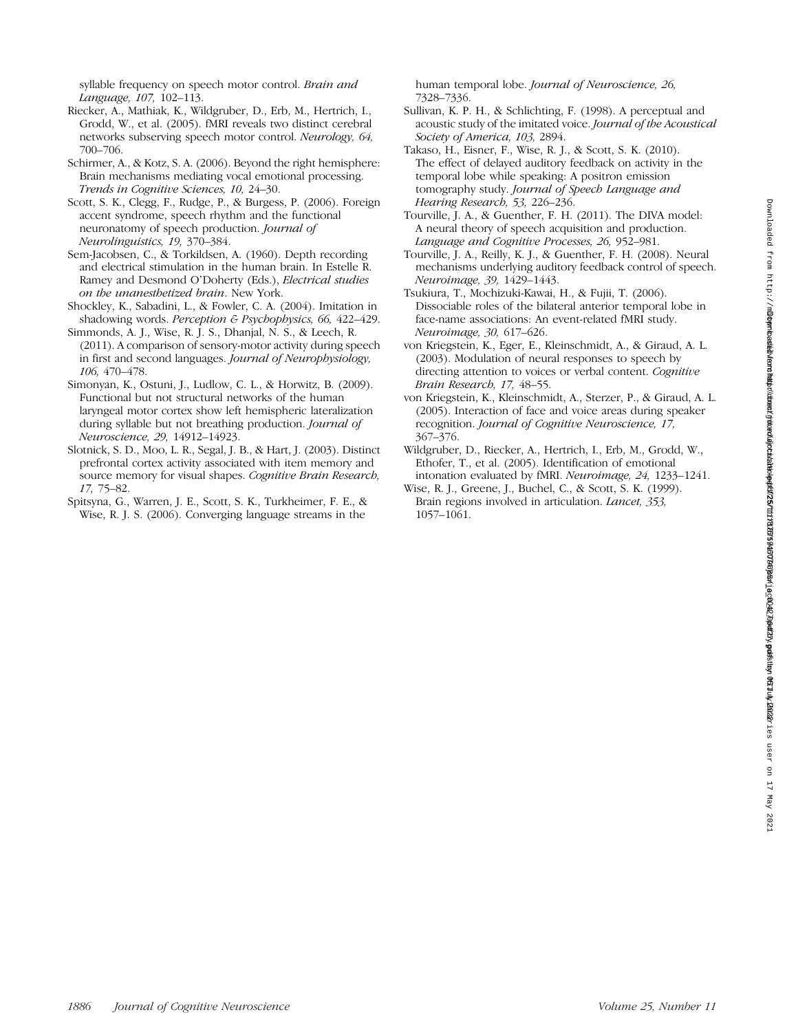syllable frequency on speech motor control. *Brain and Language, 107,* 102–113.

Riecker, A., Mathiak, K., Wildgruber, D., Erb, M., Hertrich, I., Grodd, W., et al. (2005). fMRI reveals two distinct cerebral networks subserving speech motor control. *Neurology, 64,* 700–706.

Schirmer, A., & Kotz, S. A. (2006). Beyond the right hemisphere: Brain mechanisms mediating vocal emotional processing. *Trends in Cognitive Sciences, 10,* 24–30.

Scott, S. K., Clegg, F., Rudge, P., & Burgess, P. (2006). Foreign accent syndrome, speech rhythm and the functional neuronatomy of speech production. *Journal of Neurolinguistics, 19,* 370–384.

Sem-Jacobsen, C., & Torkildsen, A. (1960). Depth recording and electrical stimulation in the human brain. In Estelle R. Ramey and Desmond O'Doherty (Eds.), *Electrical studies on the unanesthetized brain*. New York.

Shockley, K., Sabadini, L., & Fowler, C. A. (2004). Imitation in shadowing words. *Perception & Psychophysics, 66,* 422–429.

Simmonds, A. J., Wise, R. J. S., Dhanjal, N. S., & Leech, R. (2011). A comparison of sensory-motor activity during speech in first and second languages. *Journal of Neurophysiology, 106,* 470–478.

Simonyan, K., Ostuni, J., Ludlow, C. L., & Horwitz, B. (2009). Functional but not structural networks of the human laryngeal motor cortex show left hemispheric lateralization during syllable but not breathing production. *Journal of Neuroscience, 29,* 14912–14923.

Slotnick, S. D., Moo, L. R., Segal, J. B., & Hart, J. (2003). Distinct prefrontal cortex activity associated with item memory and source memory for visual shapes. *Cognitive Brain Research, 17,* 75–82.

Spitsyna, G., Warren, J. E., Scott, S. K., Turkheimer, F. E., & Wise, R. J. S. (2006). Converging language streams in the human temporal lobe. *Journal of Neuroscience, 26,* 7328–7336.

Sullivan, K. P. H., & Schlichting, F. (1998). A perceptual and acoustic study of the imitated voice. *Journal of the Acoustical Society of America, 103,* 2894.

Takaso, H., Eisner, F., Wise, R. J., & Scott, S. K. (2010). The effect of delayed auditory feedback on activity in the temporal lobe while speaking: A positron emission tomography study. *Journal of Speech Language and Hearing Research, 53,* 226–236.

Tourville, J. A., & Guenther, F. H. (2011). The DIVA model: A neural theory of speech acquisition and production. *Language and Cognitive Processes, 26,* 952–981.

Tourville, J. A., Reilly, K. J., & Guenther, F. H. (2008). Neural mechanisms underlying auditory feedback control of speech. *Neuroimage, 39,* 1429–1443.

Tsukiura, T., Mochizuki-Kawai, H., & Fujii, T. (2006). Dissociable roles of the bilateral anterior temporal lobe in face-name associations: An event-related fMRI study. *Neuroimage, 30,* 617–626.

von Kriegstein, K., Eger, E., Kleinschmidt, A., & Giraud, A. L. (2003). Modulation of neural responses to speech by directing attention to voices or verbal content. *Cognitive Brain Research, 17,* 48–55.

von Kriegstein, K., Kleinschmidt, A., Sterzer, P., & Giraud, A. L. (2005). Interaction of face and voice areas during speaker recognition. *Journal of Cognitive Neuroscience, 17,* 367–376.

Wildgruber, D., Riecker, A., Hertrich, I., Erb, M., Grodd, W., Ethofer, T., et al. (2005). Identification of emotional intonation evaluated by fMRI. *Neuroimage, 24,* 1233–1241.

Wise, R. J., Greene, J., Buchel, C., & Scott, S. K. (1999). Brain regions involved in articulation. *Lancet, 353,* 1057–1061.